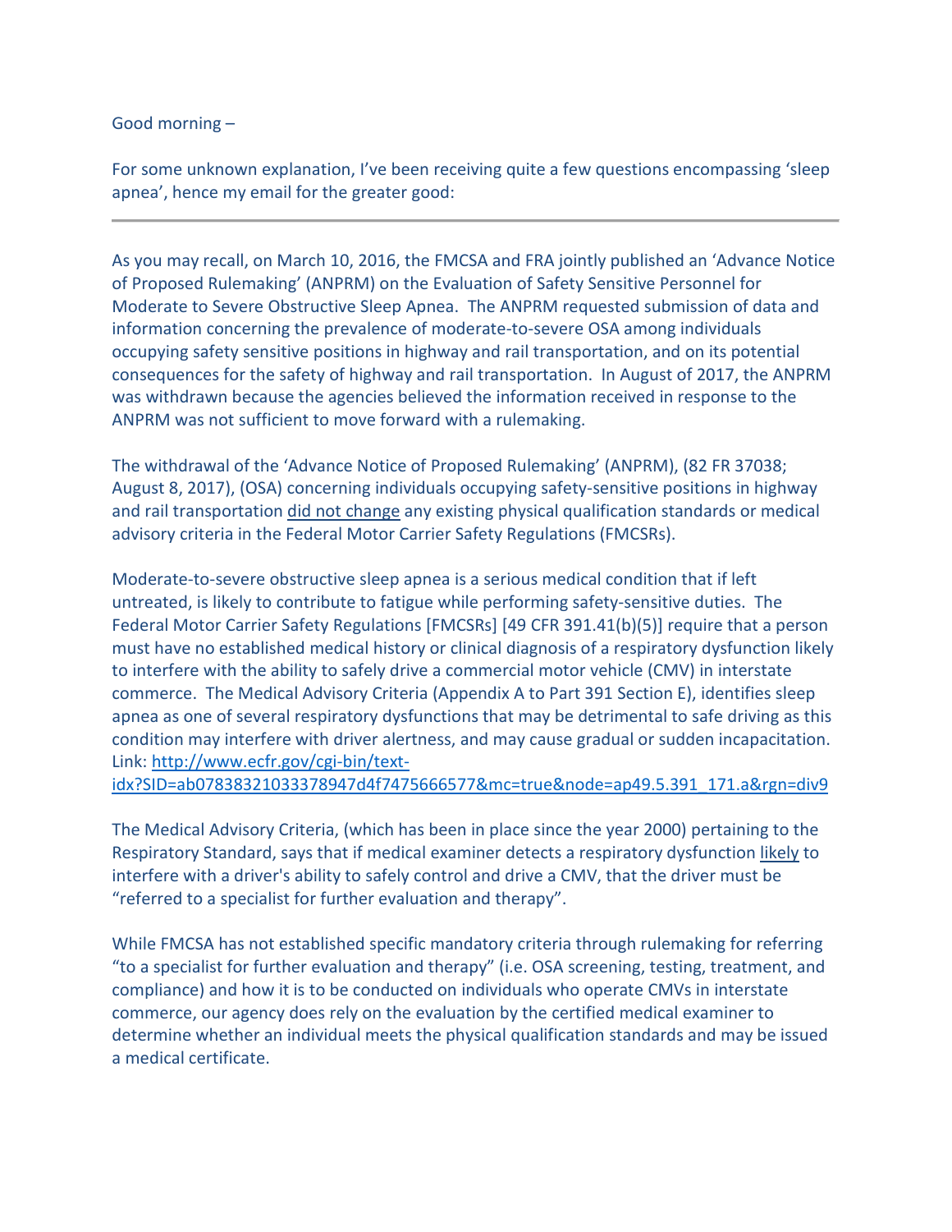Good morning –

For some unknown explanation, I've been receiving quite a few questions encompassing 'sleep apnea', hence my email for the greater good:

---

As you may recall, on March 10, 2016, the FMCSA and FRA jointly published an 'Advance Notice of Proposed Rulemaking' (ANPRM) on the Evaluation of Safety Sensitive Personnel for Moderate to Severe Obstructive Sleep Apnea. The ANPRM requested submission of data and information concerning the prevalence of moderate-to-severe OSA among individuals occupying safety sensitive positions in highway and rail transportation, and on its potential consequences for the safety of highway and rail transportation. In August of 2017, the ANPRM was withdrawn because the agencies believed the information received in response to the ANPRM was not sufficient to move forward with a rulemaking.

The withdrawal of the 'Advance Notice of Proposed Rulemaking' (ANPRM), (82 FR 37038; August 8, 2017), (OSA) concerning individuals occupying safety-sensitive positions in highway and rail transportation <u>did not change</u> any existing physical qualification standards or medical advisory criteria in the Federal Motor Carrier Safety Regulations (FMCSRs).

Moderate-to-severe obstructive sleep apnea is a serious medical condition that if left untreated, is likely to contribute to fatigue while performing safety-sensitive duties. The Federal Motor Carrier Safety Regulations [FMCSRs] [49 CFR 391.41(b)(5)] require that a person must have no established medical history or clinical diagnosis of a respiratory dysfunction likely to interfere with the ability to safely drive a commercial motor vehicle (CMV) in interstate commerce. The Medical Advisory Criteria (Appendix A to Part 391 Section E), identifies sleep apnea as one of several respiratory dysfunctions that may be detrimental to safe driving as this condition may interfere with driver alertness, and may cause gradual or sudden incapacitation. Link: [http://www.ecfr.gov/cgi-bin/text-idx?SID=ab07838321033378947d4f7475666577&mc=true&node=ap49.5.391_171.a&rgn=div9](http://www.ecfr.gov/cgi-bin/text-idx?SID=ab07838321033378947d4f7475666577&mc=true&node=ap49.5.391_171.a&rgn=div9)

The Medical Advisory Criteria, (which has been in place since the year 2000) pertaining to the Respiratory Standard, says that if medical examiner detects a respiratory dysfunction <u>likely</u> to interfere with a driver's ability to safely control and drive a CMV, that the driver must be "referred to a specialist for further evaluation and therapy".

While FMCSA has not established specific mandatory criteria through rulemaking for referring "to a specialist for further evaluation and therapy" (i.e. OSA screening, testing, treatment, and compliance) and how it is to be conducted on individuals who operate CMVs in interstate commerce, our agency does rely on the evaluation by the certified medical examiner to determine whether an individual meets the physical qualification standards and may be issued a medical certificate.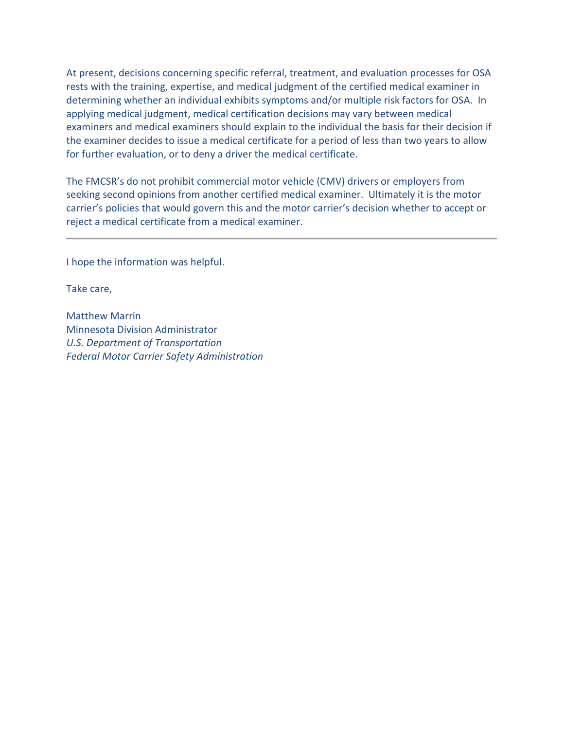At present, decisions concerning specific referral, treatment, and evaluation processes for OSA rests with the training, expertise, and medical judgment of the certified medical examiner in determining whether an individual exhibits symptoms and/or multiple risk factors for OSA. In applying medical judgment, medical certification decisions may vary between medical examiners and medical examiners should explain to the individual the basis for their decision if the examiner decides to issue a medical certificate for a period of less than two years to allow for further evaluation, or to deny a driver the medical certificate.

The FMCSR's do not prohibit commercial motor vehicle (CMV) drivers or employers from seeking second opinions from another certified medical examiner. Ultimately it is the motor carrier's policies that would govern this and the motor carrier's decision whether to accept or reject a medical certificate from a medical examiner.

---

I hope the information was helpful.

Take care,

Matthew Marrin
Minnesota Division Administrator
*U.S. Department of Transportation*
*Federal Motor Carrier Safety Administration*